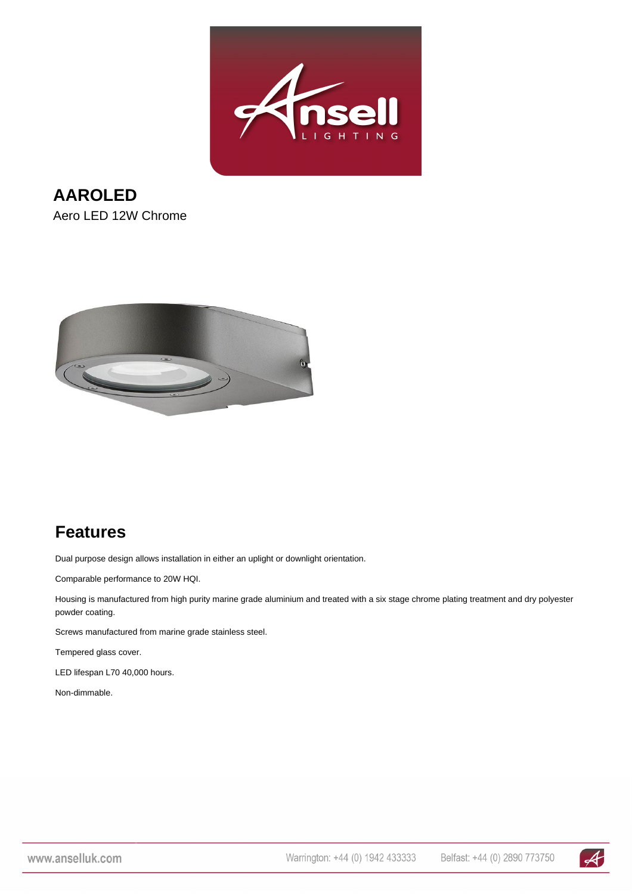# AAROLED

Aero LED 12W Chrome

## Features

Dual purpose design allows installation in either an uplight or downlight orientation.

Comparable performance to 20W HQI.

Housing is manufactured from high purity marine grade aluminium and treated with a six stage chrome plating treatment and dry polyester powder coating.

Screws manufactured from marine grade stainless steel.

Tempered glass cover.

LED lifespan L70 40,000 hours.

Non-dimmable.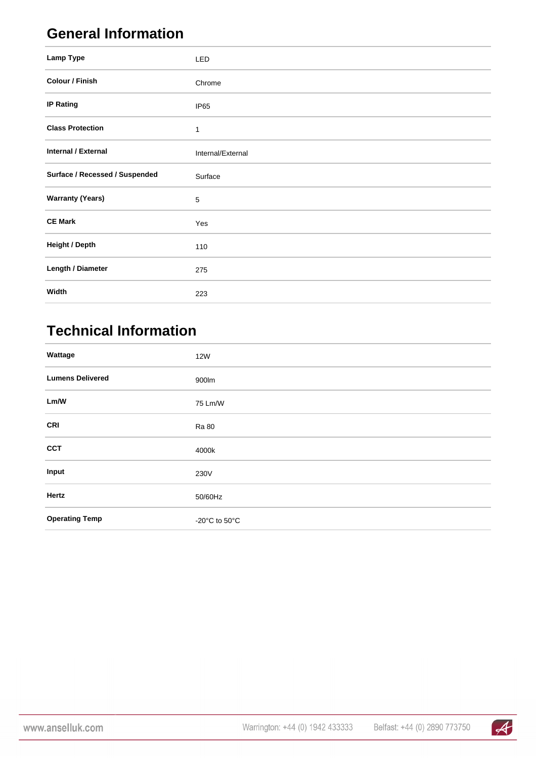## General Information

| | |
|---|---|
| **Lamp Type** | LED |
| **Colour / Finish** | Chrome |
| **IP Rating** | IP65 |
| **Class Protection** | 1 |
| **Internal / External** | Internal/External |
| **Surface / Recessed / Suspended** | Surface |
| **Warranty (Years)** | 5 |
| **CE Mark** | Yes |
| **Height / Depth** | 110 |
| **Length / Diameter** | 275 |
| **Width** | 223 |

## Technical Information

| | |
|---|---|
| **Wattage** | 12W |
| **Lumens Delivered** | 900lm |
| **Lm/W** | 75 Lm/W |
| **CRI** | Ra 80 |
| **CCT** | 4000k |
| **Input** | 230V |
| **Hertz** | 50/60Hz |
| **Operating Temp** | -20°C to 50°C |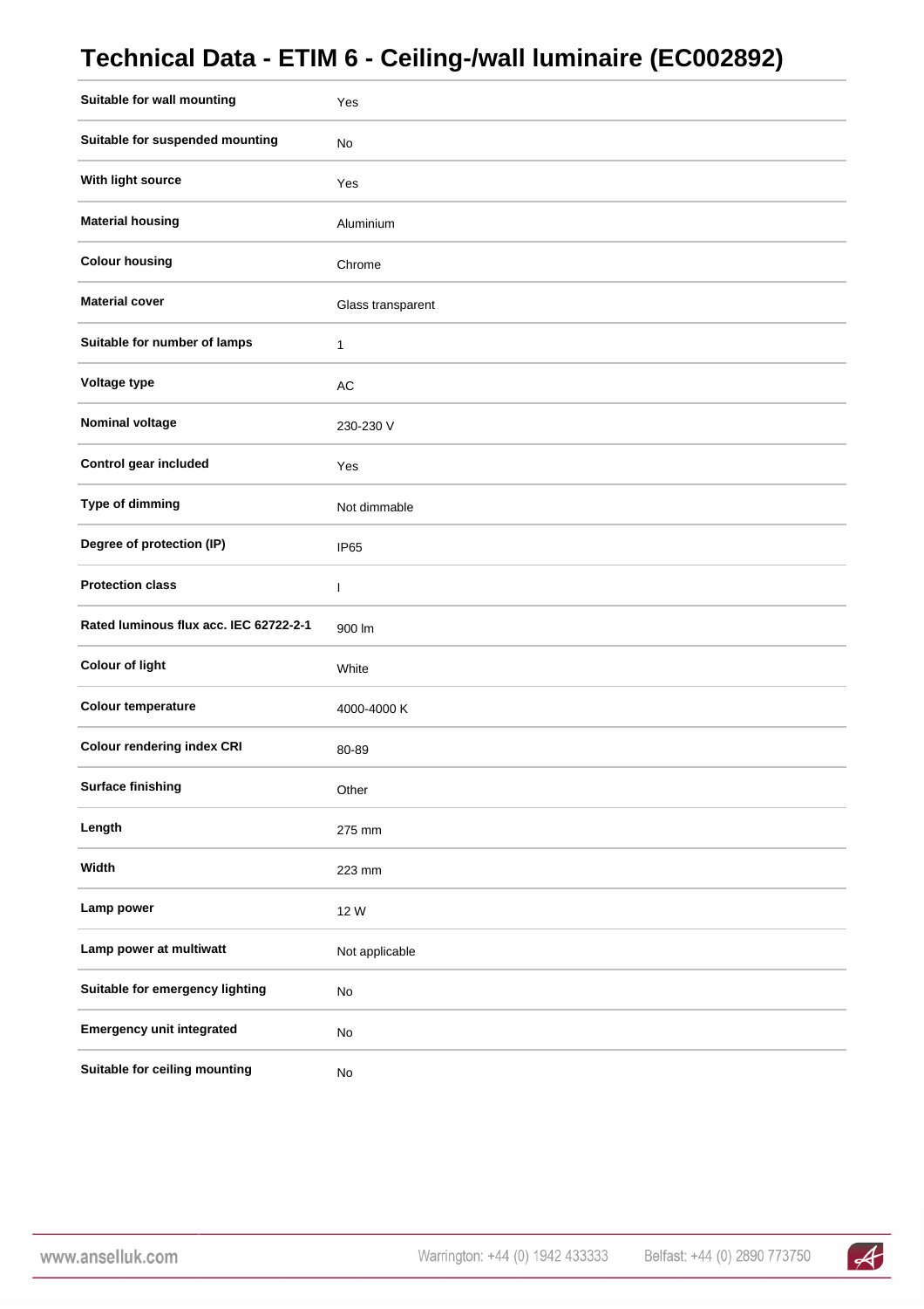# Technical Data - ETIM 6 - Ceiling-/wall luminaire (EC002892)

| | |
|---|---|
| **Suitable for wall mounting** | Yes |
| **Suitable for suspended mounting** | No |
| **With light source** | Yes |
| **Material housing** | Aluminium |
| **Colour housing** | Chrome |
| **Material cover** | Glass transparent |
| **Suitable for number of lamps** | 1 |
| **Voltage type** | AC |
| **Nominal voltage** | 230-230 V |
| **Control gear included** | Yes |
| **Type of dimming** | Not dimmable |
| **Degree of protection (IP)** | IP65 |
| **Protection class** | I |
| **Rated luminous flux acc. IEC 62722-2-1** | 900 lm |
| **Colour of light** | White |
| **Colour temperature** | 4000-4000 K |
| **Colour rendering index CRI** | 80-89 |
| **Surface finishing** | Other |
| **Length** | 275 mm |
| **Width** | 223 mm |
| **Lamp power** | 12 W |
| **Lamp power at multiwatt** | Not applicable |
| **Suitable for emergency lighting** | No |
| **Emergency unit integrated** | No |
| **Suitable for ceiling mounting** | No |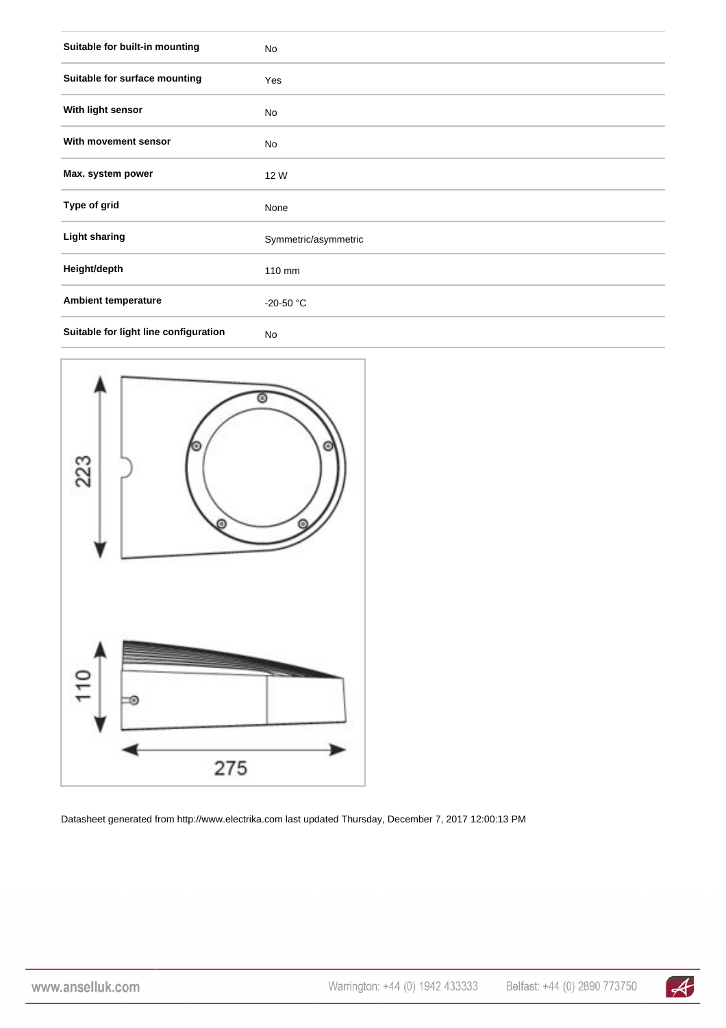| | |
|---|---|
| **Suitable for built-in mounting** | No |
| **Suitable for surface mounting** | Yes |
| **With light sensor** | No |
| **With movement sensor** | No |
| **Max. system power** | 12 W |
| **Type of grid** | None |
| **Light sharing** | Symmetric/asymmetric |
| **Height/depth** | 110 mm |
| **Ambient temperature** | -20-50 °C |
| **Suitable for light line configuration** | No |

223

110

275

Datasheet generated from http://www.electrika.com last updated Thursday, December 7, 2017 12:00:13 PM